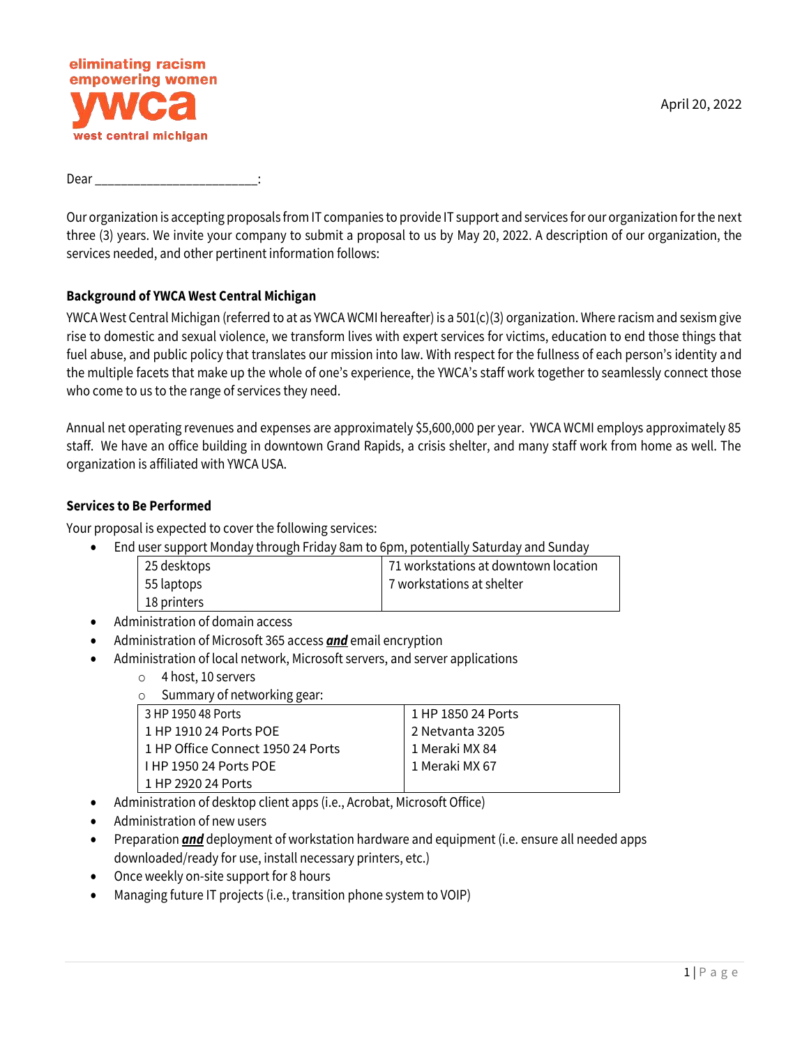eliminating racism
empowering women
ywca
west central michigan

April 20, 2022

Dear ________________________:

Our organization is accepting proposals from IT companies to provide IT support and services for our organization for the next three (3) years. We invite your company to submit a proposal to us by May 20, 2022. A description of our organization, the services needed, and other pertinent information follows:

**Background of YWCA West Central Michigan**

YWCA West Central Michigan (referred to at as YWCA WCMI hereafter) is a 501(c)(3) organization. Where racism and sexism give rise to domestic and sexual violence, we transform lives with expert services for victims, education to end those things that fuel abuse, and public policy that translates our mission into law. With respect for the fullness of each person's identity and the multiple facets that make up the whole of one's experience, the YWCA's staff work together to seamlessly connect those who come to us to the range of services they need.

Annual net operating revenues and expenses are approximately $5,600,000 per year. YWCA WCMI employs approximately 85 staff. We have an office building in downtown Grand Rapids, a crisis shelter, and many staff work from home as well. The organization is affiliated with YWCA USA.

**Services to Be Performed**

Your proposal is expected to cover the following services:

- End user support Monday through Friday 8am to 6pm, potentially Saturday and Sunday

| | |
|---|---|
| 25 desktops | 71 workstations at downtown location |
| 55 laptops | 7 workstations at shelter |
| 18 printers | |

- Administration of domain access
- Administration of Microsoft 365 access ***and*** email encryption
- Administration of local network, Microsoft servers, and server applications
  - 4 host, 10 servers
  - Summary of networking gear:

| | |
|---|---|
| 3 HP 1950 48 Ports | 1 HP 1850 24 Ports |
| 1 HP 1910 24 Ports POE | 2 Netvanta 3205 |
| 1 HP Office Connect 1950 24 Ports | 1 Meraki MX 84 |
| I HP 1950 24 Ports POE | 1 Meraki MX 67 |
| 1 HP 2920 24 Ports | |

- Administration of desktop client apps (i.e., Acrobat, Microsoft Office)
- Administration of new users
- Preparation ***and*** deployment of workstation hardware and equipment (i.e. ensure all needed apps downloaded/ready for use, install necessary printers, etc.)
- Once weekly on-site support for 8 hours
- Managing future IT projects (i.e., transition phone system to VOIP)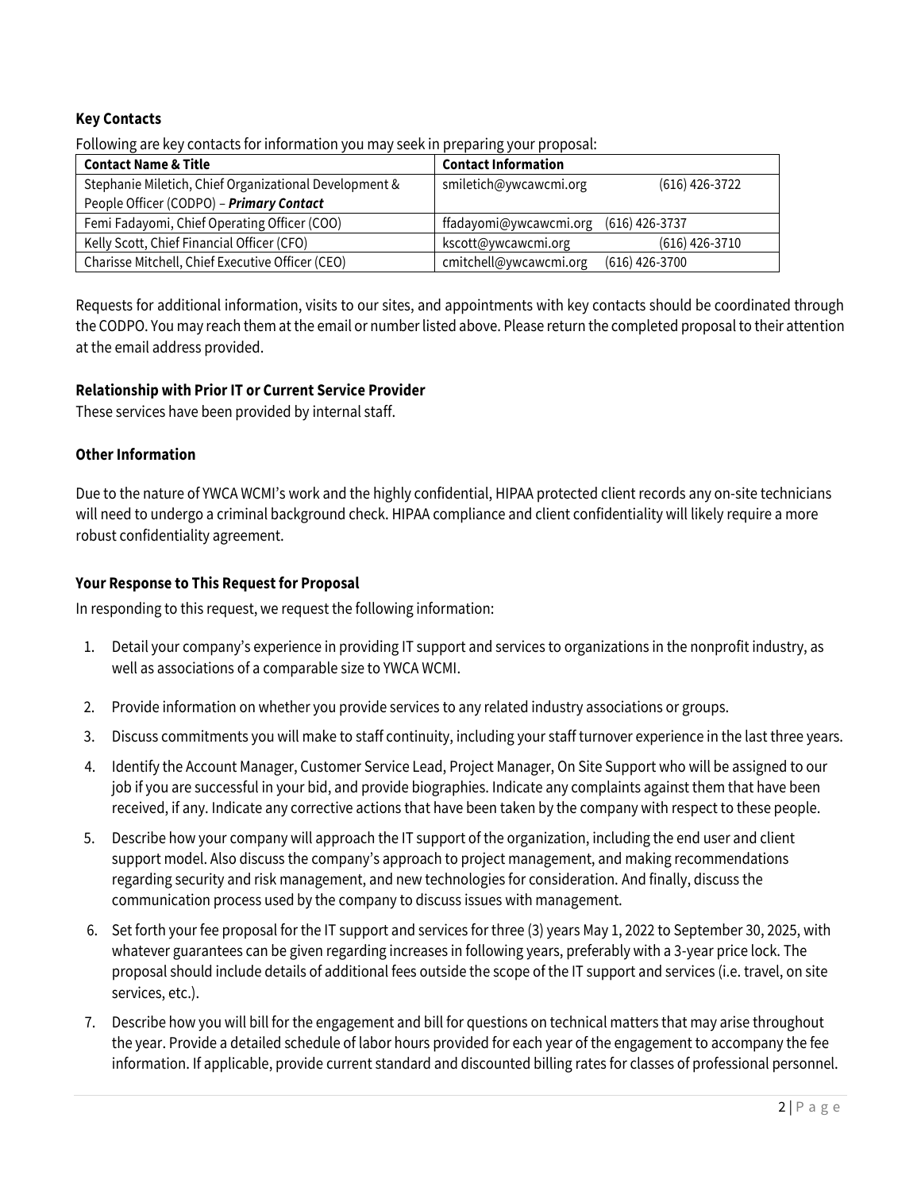**Key Contacts**

Following are key contacts for information you may seek in preparing your proposal:

| Contact Name & Title | Contact Information |
|---|---|
| Stephanie Miletich, Chief Organizational Development & People Officer (CODPO) – ***Primary Contact*** | smiletich@ywcawcmi.org (616) 426-3722 |
| Femi Fadayomi, Chief Operating Officer (COO) | ffadayomi@ywcawcmi.org (616) 426-3737 |
| Kelly Scott, Chief Financial Officer (CFO) | kscott@ywcawcmi.org (616) 426-3710 |
| Charisse Mitchell, Chief Executive Officer (CEO) | cmitchell@ywcawcmi.org (616) 426-3700 |

Requests for additional information, visits to our sites, and appointments with key contacts should be coordinated through the CODPO. You may reach them at the email or number listed above. Please return the completed proposal to their attention at the email address provided.

**Relationship with Prior IT or Current Service Provider**

These services have been provided by internal staff.

**Other Information**

Due to the nature of YWCA WCMI's work and the highly confidential, HIPAA protected client records any on-site technicians will need to undergo a criminal background check. HIPAA compliance and client confidentiality will likely require a more robust confidentiality agreement.

**Your Response to This Request for Proposal**

In responding to this request, we request the following information:

1. Detail your company's experience in providing IT support and services to organizations in the nonprofit industry, as well as associations of a comparable size to YWCA WCMI.
2. Provide information on whether you provide services to any related industry associations or groups.
3. Discuss commitments you will make to staff continuity, including your staff turnover experience in the last three years.
4. Identify the Account Manager, Customer Service Lead, Project Manager, On Site Support who will be assigned to our job if you are successful in your bid, and provide biographies. Indicate any complaints against them that have been received, if any. Indicate any corrective actions that have been taken by the company with respect to these people.
5. Describe how your company will approach the IT support of the organization, including the end user and client support model. Also discuss the company's approach to project management, and making recommendations regarding security and risk management, and new technologies for consideration. And finally, discuss the communication process used by the company to discuss issues with management.
6. Set forth your fee proposal for the IT support and services for three (3) years May 1, 2022 to September 30, 2025, with whatever guarantees can be given regarding increases in following years, preferably with a 3-year price lock. The proposal should include details of additional fees outside the scope of the IT support and services (i.e. travel, on site services, etc.).
7. Describe how you will bill for the engagement and bill for questions on technical matters that may arise throughout the year. Provide a detailed schedule of labor hours provided for each year of the engagement to accompany the fee information. If applicable, provide current standard and discounted billing rates for classes of professional personnel.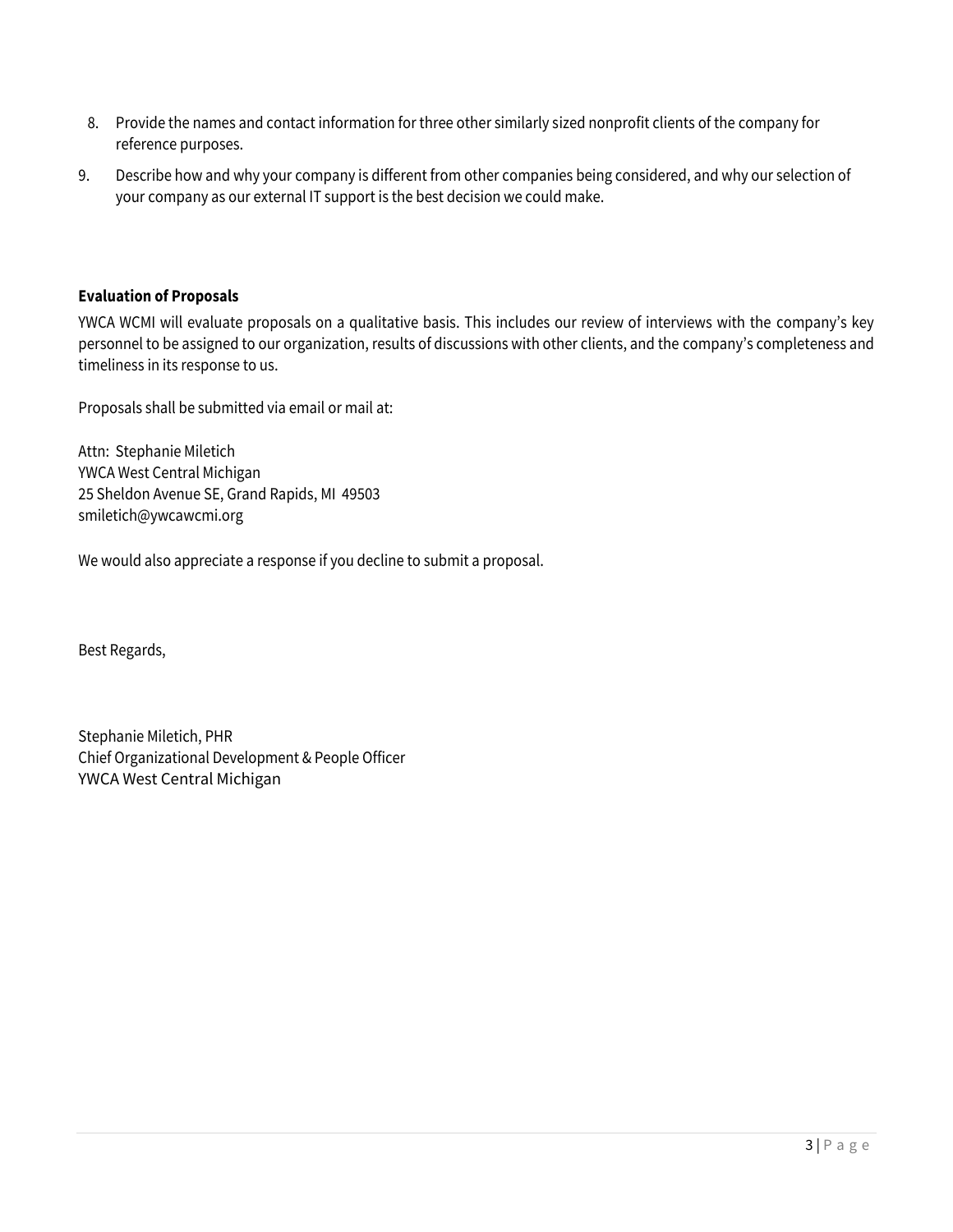8. Provide the names and contact information for three other similarly sized nonprofit clients of the company for reference purposes.
9. Describe how and why your company is different from other companies being considered, and why our selection of your company as our external IT support is the best decision we could make.

**Evaluation of Proposals**

YWCA WCMI will evaluate proposals on a qualitative basis. This includes our review of interviews with the company's key personnel to be assigned to our organization, results of discussions with other clients, and the company's completeness and timeliness in its response to us.

Proposals shall be submitted via email or mail at:

Attn: Stephanie Miletich
YWCA West Central Michigan
25 Sheldon Avenue SE, Grand Rapids, MI 49503
smiletich@ywcawcmi.org

We would also appreciate a response if you decline to submit a proposal.

Best Regards,

Stephanie Miletich, PHR
Chief Organizational Development & People Officer
YWCA West Central Michigan